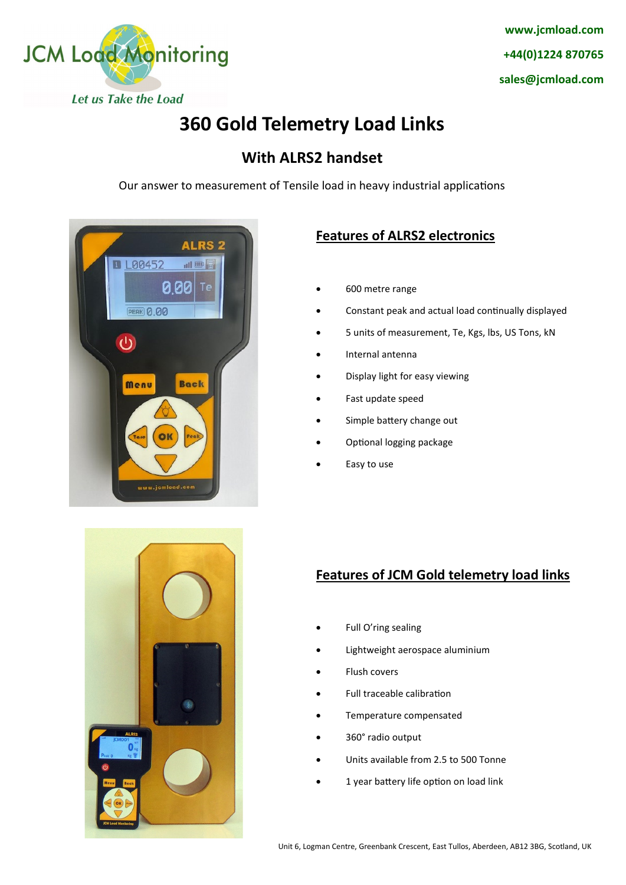JCM Load Monitoring

*Let us Take the Load*

www.jcmload.com

+44(0)1224 870765

sales@jcmload.com

# 360 Gold Telemetry Load Links

## With ALRS2 handset

Our answer to measurement of Tensile load in heavy industrial applications

### Features of ALRS2 electronics

- 600 metre range
- Constant peak and actual load continually displayed
- 5 units of measurement, Te, Kgs, lbs, US Tons, kN
- Internal antenna
- Display light for easy viewing
- Fast update speed
- Simple battery change out
- Optional logging package
- Easy to use

### Features of JCM Gold telemetry load links

- Full O'ring sealing
- Lightweight aerospace aluminium
- Flush covers
- Full traceable calibration
- Temperature compensated
- 360° radio output
- Units available from 2.5 to 500 Tonne
- 1 year battery life option on load link

Unit 6, Logman Centre, Greenbank Crescent, East Tullos, Aberdeen, AB12 3BG, Scotland, UK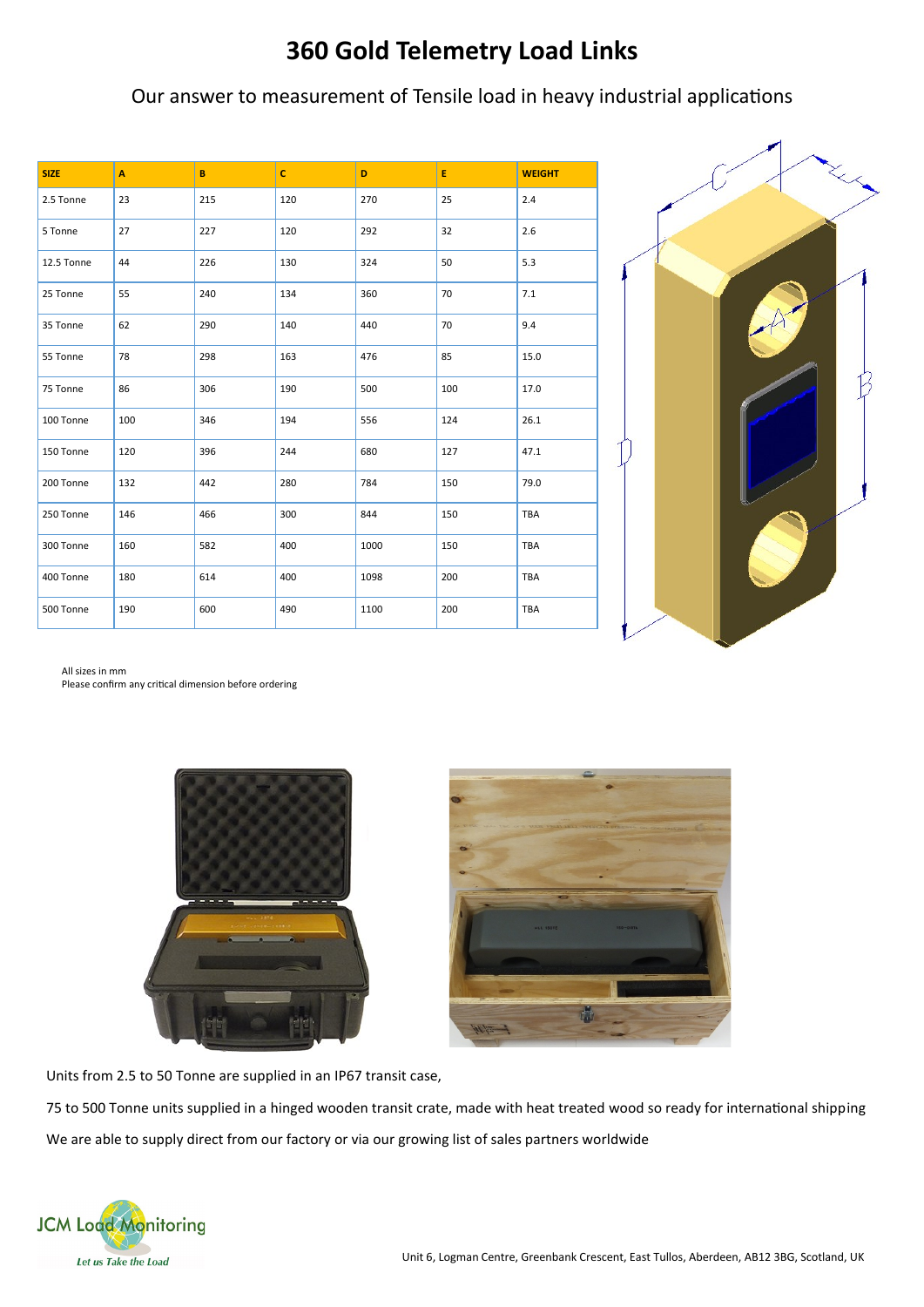# 360 Gold Telemetry Load Links

Our answer to measurement of Tensile load in heavy industrial applications

| SIZE | A | B | C | D | E | WEIGHT |
|---|---|---|---|---|---|---|
| 2.5 Tonne | 23 | 215 | 120 | 270 | 25 | 2.4 |
| 5 Tonne | 27 | 227 | 120 | 292 | 32 | 2.6 |
| 12.5 Tonne | 44 | 226 | 130 | 324 | 50 | 5.3 |
| 25 Tonne | 55 | 240 | 134 | 360 | 70 | 7.1 |
| 35 Tonne | 62 | 290 | 140 | 440 | 70 | 9.4 |
| 55 Tonne | 78 | 298 | 163 | 476 | 85 | 15.0 |
| 75 Tonne | 86 | 306 | 190 | 500 | 100 | 17.0 |
| 100 Tonne | 100 | 346 | 194 | 556 | 124 | 26.1 |
| 150 Tonne | 120 | 396 | 244 | 680 | 127 | 47.1 |
| 200 Tonne | 132 | 442 | 280 | 784 | 150 | 79.0 |
| 250 Tonne | 146 | 466 | 300 | 844 | 150 | TBA |
| 300 Tonne | 160 | 582 | 400 | 1000 | 150 | TBA |
| 400 Tonne | 180 | 614 | 400 | 1098 | 200 | TBA |
| 500 Tonne | 190 | 600 | 490 | 1100 | 200 | TBA |

All sizes in mm
Please confirm any critical dimension before ordering

Units from 2.5 to 50 Tonne are supplied in an IP67 transit case,

75 to 500 Tonne units supplied in a hinged wooden transit crate, made with heat treated wood so ready for international shipping

We are able to supply direct from our factory or via our growing list of sales partners worldwide

JCM Load Monitoring
*Let us Take the Load*

Unit 6, Logman Centre, Greenbank Crescent, East Tullos, Aberdeen, AB12 3BG, Scotland, UK